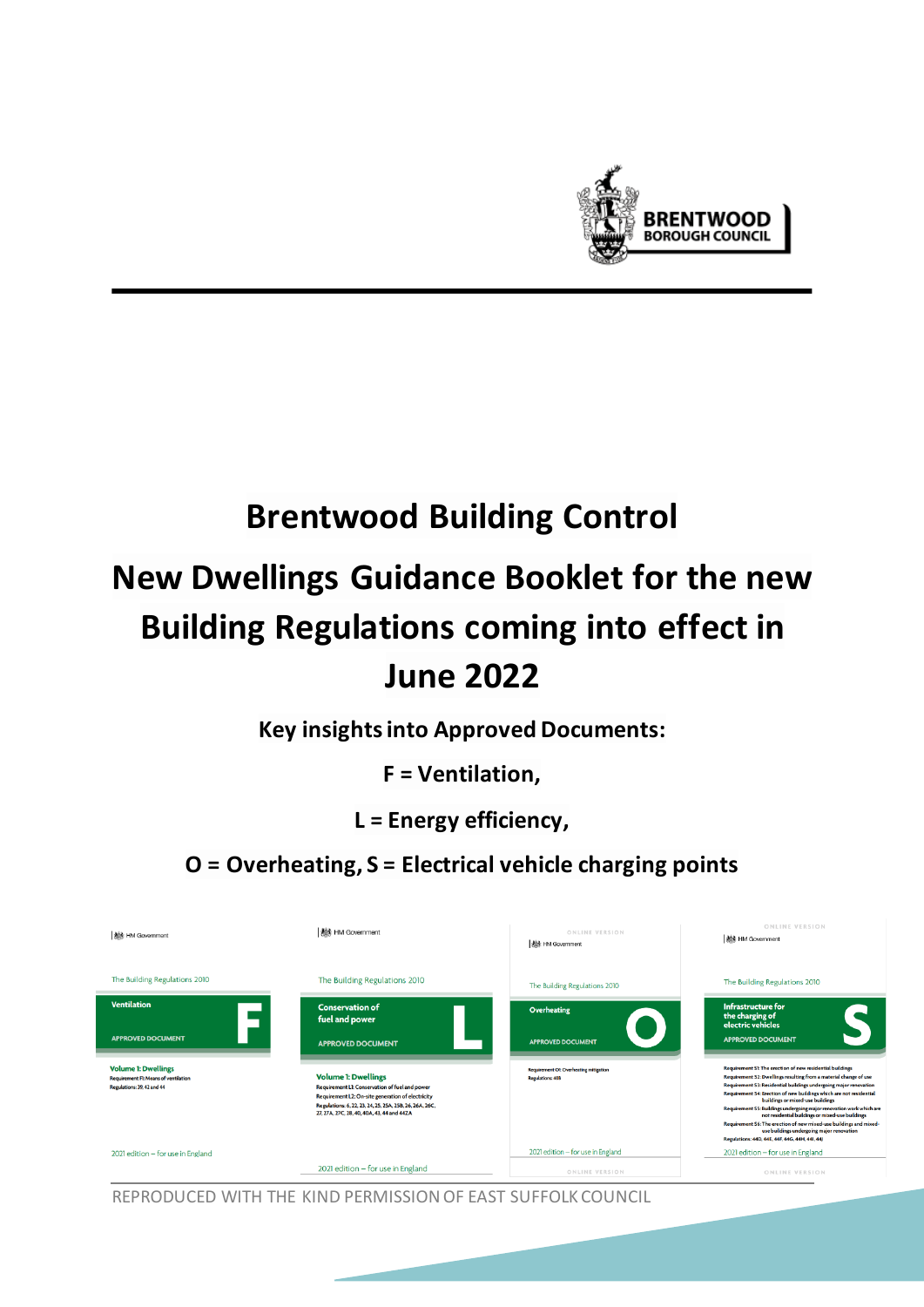BRENTWOOD BOROUGH COUNCIL

# Brentwood Building Control

# New Dwellings Guidance Booklet for the new Building Regulations coming into effect in June 2022

**Key insights into Approved Documents:**

**F = Ventilation,**

**L = Energy efficiency,**

**O = Overheating, S = Electrical vehicle charging points**

REPRODUCED WITH THE KIND PERMISSION OF EAST SUFFOLK COUNCIL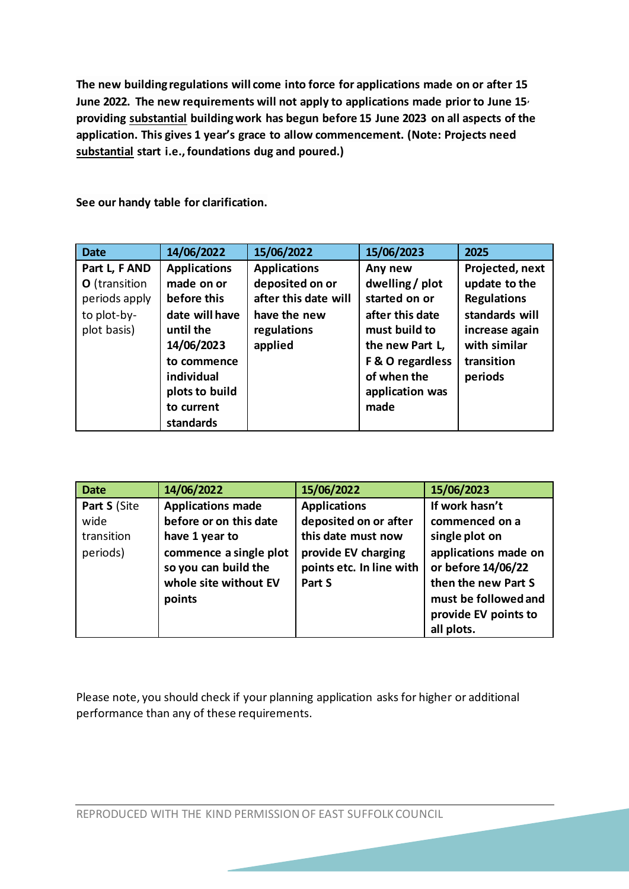**The new building regulations will come into force for applications made on or after 15 June 2022. The new requirements will not apply to applications made prior to June 15, providing substantial building work has begun before 15 June 2023 on all aspects of the application. This gives 1 year's grace to allow commencement. (Note: Projects need substantial start i.e., foundations dug and poured.)**

**See our handy table for clarification.**

| Date | 14/06/2022 | 15/06/2022 | 15/06/2023 | 2025 |
|---|---|---|---|---|
| **Part L, F AND O** (transition periods apply to plot-by-plot basis) | **Applications made on or before this date will have until the 14/06/2023 to commence individual plots to build to current standards** | **Applications deposited on or after this date will have the new regulations applied** | **Any new dwelling / plot started on or after this date must build to the new Part L, F & O regardless of when the application was made** | **Projected, next update to the Regulations standards will increase again with similar transition periods** |

| Date | 14/06/2022 | 15/06/2022 | 15/06/2023 |
|---|---|---|---|
| **Part S** (Site wide transition periods) | **Applications made before or on this date have 1 year to commence a single plot so you can build the whole site without EV points** | **Applications deposited on or after this date must now provide EV charging points etc. In line with Part S** | **If work hasn't commenced on a single plot on applications made on or before 14/06/22 then the new Part S must be followed and provide EV points to all plots.** |

Please note, you should check if your planning application asks for higher or additional performance than any of these requirements.

REPRODUCED WITH THE KIND PERMISSION OF EAST SUFFOLK COUNCIL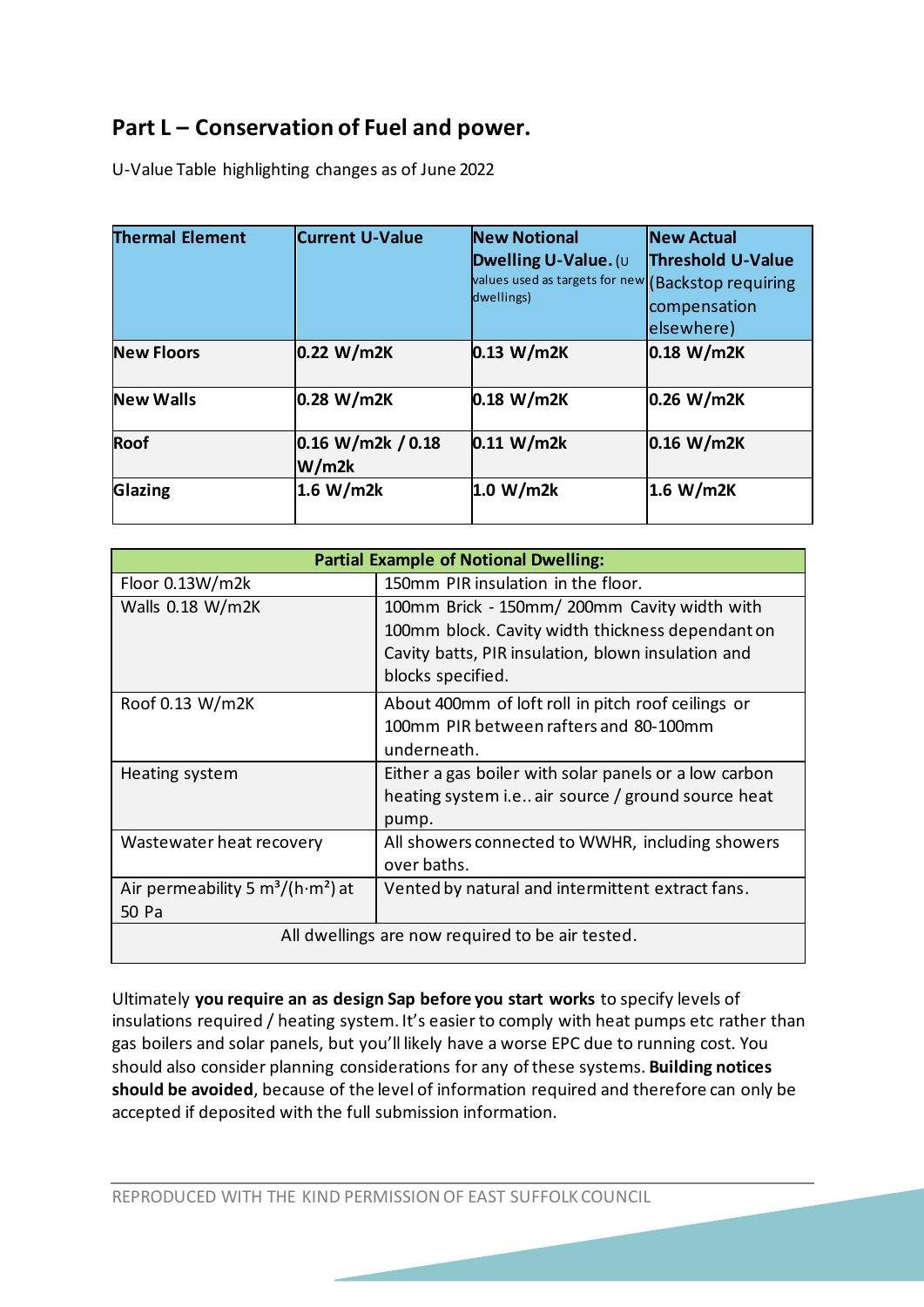## Part L – Conservation of Fuel and power.

U-Value Table highlighting changes as of June 2022

| Thermal Element | Current U-Value | New Notional Dwelling U-Value. (U values used as targets for new dwellings) | New Actual Threshold U-Value (Backstop requiring compensation elsewhere) |
|---|---|---|---|
| **New Floors** | **0.22 W/m2K** | **0.13 W/m2K** | **0.18 W/m2K** |
| **New Walls** | **0.28 W/m2K** | **0.18 W/m2K** | **0.26 W/m2K** |
| **Roof** | **0.16 W/m2k / 0.18 W/m2k** | **0.11 W/m2k** | **0.16 W/m2K** |
| **Glazing** | **1.6 W/m2k** | **1.0 W/m2k** | **1.6 W/m2K** |

| Partial Example of Notional Dwelling: | |
|---|---|
| Floor 0.13W/m2k | 150mm PIR insulation in the floor. |
| Walls 0.18 W/m2K | 100mm Brick - 150mm/ 200mm Cavity width with 100mm block. Cavity width thickness dependant on Cavity batts, PIR insulation, blown insulation and blocks specified. |
| Roof 0.13 W/m2K | About 400mm of loft roll in pitch roof ceilings or 100mm PIR between rafters and 80-100mm underneath. |
| Heating system | Either a gas boiler with solar panels or a low carbon heating system i.e.. air source / ground source heat pump. |
| Wastewater heat recovery | All showers connected to WWHR, including showers over baths. |
| Air permeability 5 $m^3/(h \cdot m^2)$ at 50 Pa | Vented by natural and intermittent extract fans. |
| All dwellings are now required to be air tested. | |

Ultimately **you require an as design Sap before you start works** to specify levels of insulations required / heating system. It's easier to comply with heat pumps etc rather than gas boilers and solar panels, but you'll likely have a worse EPC due to running cost. You should also consider planning considerations for any of these systems. **Building notices should be avoided**, because of the level of information required and therefore can only be accepted if deposited with the full submission information.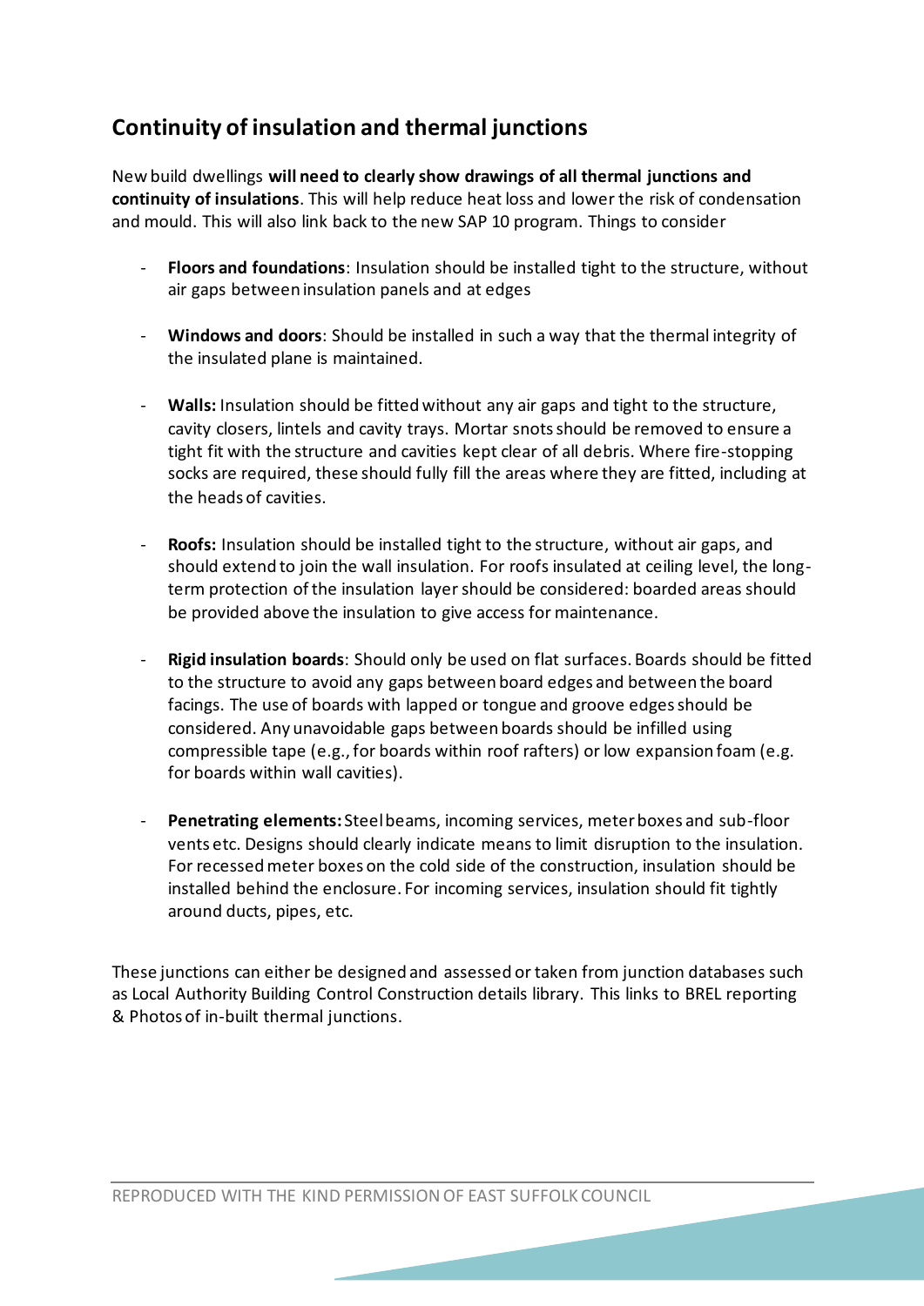## Continuity of insulation and thermal junctions

New build dwellings **will need to clearly show drawings of all thermal junctions and continuity of insulations**. This will help reduce heat loss and lower the risk of condensation and mould. This will also link back to the new SAP 10 program. Things to consider

- **Floors and foundations**: Insulation should be installed tight to the structure, without air gaps between insulation panels and at edges
- **Windows and doors**: Should be installed in such a way that the thermal integrity of the insulated plane is maintained.
- **Walls:** Insulation should be fitted without any air gaps and tight to the structure, cavity closers, lintels and cavity trays. Mortar snots should be removed to ensure a tight fit with the structure and cavities kept clear of all debris. Where fire-stopping socks are required, these should fully fill the areas where they are fitted, including at the heads of cavities.
- **Roofs:** Insulation should be installed tight to the structure, without air gaps, and should extend to join the wall insulation. For roofs insulated at ceiling level, the long-term protection of the insulation layer should be considered: boarded areas should be provided above the insulation to give access for maintenance.
- **Rigid insulation boards**: Should only be used on flat surfaces. Boards should be fitted to the structure to avoid any gaps between board edges and between the board facings. The use of boards with lapped or tongue and groove edges should be considered. Any unavoidable gaps between boards should be infilled using compressible tape (e.g., for boards within roof rafters) or low expansion foam (e.g. for boards within wall cavities).
- **Penetrating elements:** Steel beams, incoming services, meter boxes and sub-floor vents etc. Designs should clearly indicate means to limit disruption to the insulation. For recessed meter boxes on the cold side of the construction, insulation should be installed behind the enclosure. For incoming services, insulation should fit tightly around ducts, pipes, etc.

These junctions can either be designed and assessed or taken from junction databases such as Local Authority Building Control Construction details library. This links to BREL reporting & Photos of in-built thermal junctions.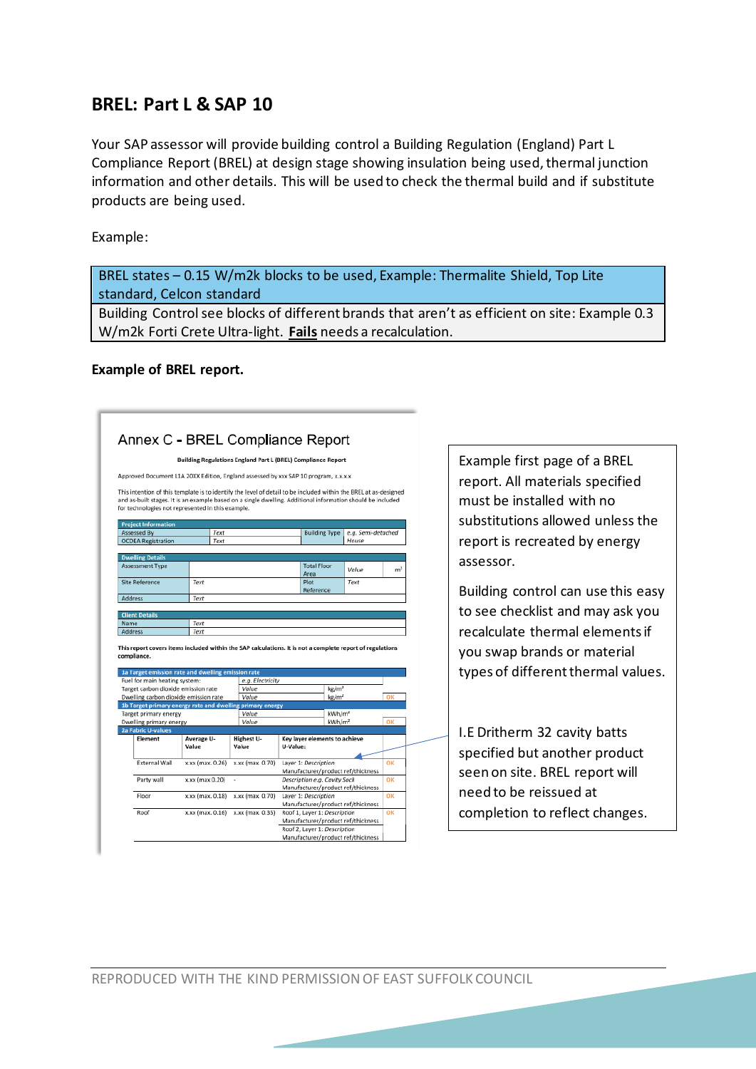## BREL: Part L & SAP 10

Your SAP assessor will provide building control a Building Regulation (England) Part L Compliance Report (BREL) at design stage showing insulation being used, thermal junction information and other details. This will be used to check the thermal build and if substitute products are being used.

Example:

| BREL states – 0.15 W/m2k blocks to be used, Example: Thermalite Shield, Top Lite standard, Celcon standard |
|---|
| Building Control see blocks of different brands that aren't as efficient on site: Example 0.3 W/m2k Forti Crete Ultra-light. **Fails** needs a recalculation. |

**Example of BREL report.**

### Annex C - BREL Compliance Report

**Building Regulations England Part L (BREL) Compliance Report**

Approved Document L1A 20XX Edition, England assessed by xxx SAP 10 program, x.x.x.x

This intention of this template is to identify the level of detail to be included within the BREL at as-designed and as-built stages. It is an example based on a single dwelling. Additional information should be included for technologies not represented in this example.

| Project Information | | | |
|---|---|---|---|
| Assessed By | Text | Building Type | e.g. Semi-detached House |
| OCDEA Registration | Text | | |

| Dwelling Details | | | |
|---|---|---|---|
| Assessment Type | | Total Floor Area | Value m² |
| Site Reference | Text | Plot Reference | Text |
| Address | Text | | |

| Client Details | |
|---|---|
| Name | Text |
| Address | Text |

**This report covers items included within the SAP calculations. It is not a complete report of regulations compliance.**

| 1a Target emission rate and dwelling emission rate | | | |
|---|---|---|---|
| Fuel for main heating system: | e.g. Electricity | | |
| Target carbon dioxide emission rate | Value | kg/m² | |
| Dwelling carbon dioxide emission rate | Value | kg/m² | OK |
| **1b Target primary energy rate and dwelling primary energy** | | | |
| Target primary energy | Value | kWh/m² | |
| Dwelling primary energy | Value | kWh/m² | OK |

| 2a Fabric U-values | | | | |
|---|---|---|---|---|
| **Element** | **Average U-Value** | **Highest U-Value** | **Key layer elements to achieve U-Value:** | |
| External Wall | x.xx (max. 0.26) | x.xx (max. 0.70) | Layer 1: Description Manufacturer/product ref/thickness | OK |
| Party wall | x.xx (max 0.20) | - | Description e.g. Cavity Sock Manufacturer/product ref/thickness | OK |
| Floor | x.xx (max. 0.18) | x.xx (max. 0.70) | Layer 1: Description Manufacturer/product ref/thickness | OK |
| Roof | x.xx (max. 0.16) | x.xx (max. 0.35) | Roof 1, Layer 1: Description Manufacturer/product ref/thickness Roof 2, Layer 1: Description Manufacturer/product ref/thickness | OK |

Example first page of a BREL report. All materials specified must be installed with no substitutions allowed unless the report is recreated by energy assessor.

Building control can use this easy to see checklist and may ask you recalculate thermal elements if you swap brands or material types of different thermal values.

I.E Dritherm 32 cavity batts specified but another product seen on site. BREL report will need to be reissued at completion to reflect changes.

REPRODUCED WITH THE KIND PERMISSION OF EAST SUFFOLK COUNCIL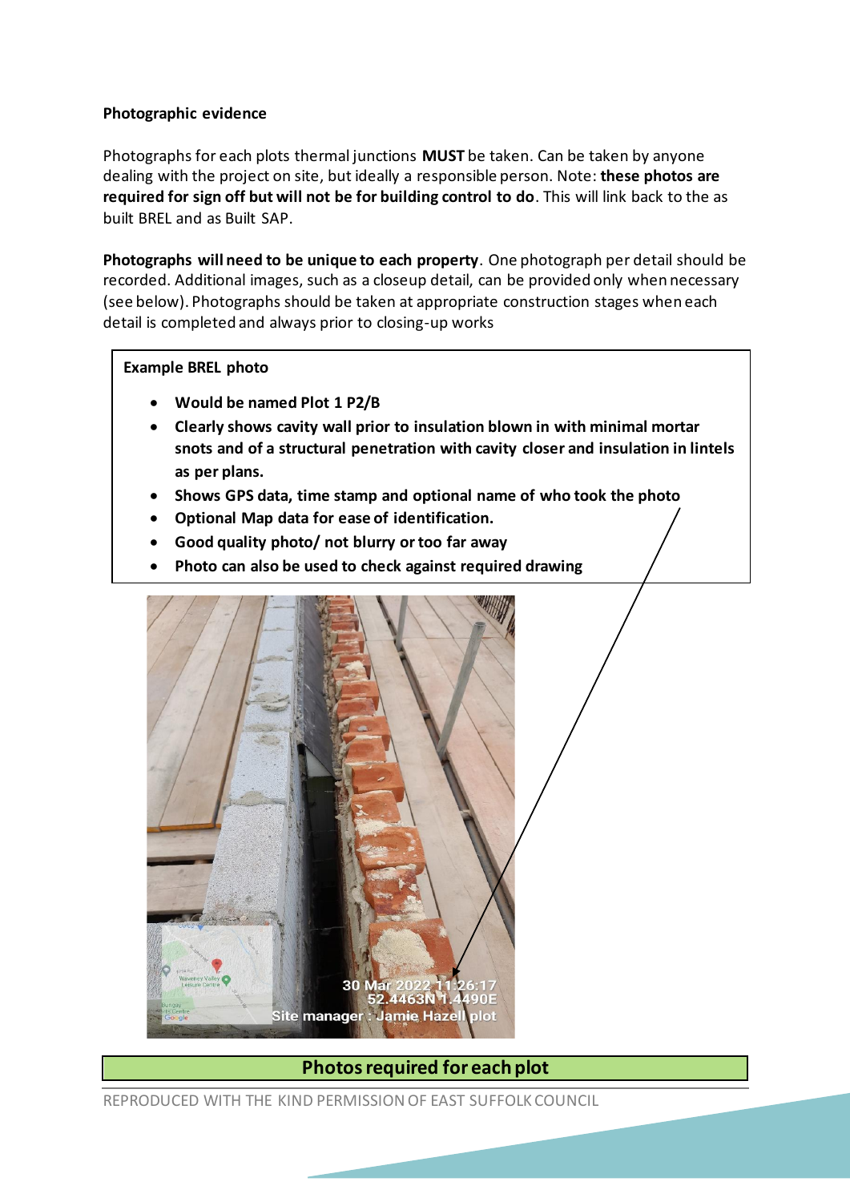**Photographic evidence**

Photographs for each plots thermal junctions **MUST** be taken. Can be taken by anyone dealing with the project on site, but ideally a responsible person. Note: **these photos are required for sign off but will not be for building control to do**. This will link back to the as built BREL and as Built SAP.

**Photographs will need to be unique to each property**. One photograph per detail should be recorded. Additional images, such as a closeup detail, can be provided only when necessary (see below). Photographs should be taken at appropriate construction stages when each detail is completed and always prior to closing-up works

**Example BREL photo**

- **Would be named Plot 1 P2/B**
- **Clearly shows cavity wall prior to insulation blown in with minimal mortar snots and of a structural penetration with cavity closer and insulation in lintels as per plans.**
- **Shows GPS data, time stamp and optional name of who took the photo**
- **Optional Map data for ease of identification.**
- **Good quality photo/ not blurry or too far away**
- **Photo can also be used to check against required drawing**

30 Mar 2022 11:26:17
52.4463N 1.4490E
Site manager : Jamie Hazell plot

**Photos required for each plot**

REPRODUCED WITH THE KIND PERMISSION OF EAST SUFFOLK COUNCIL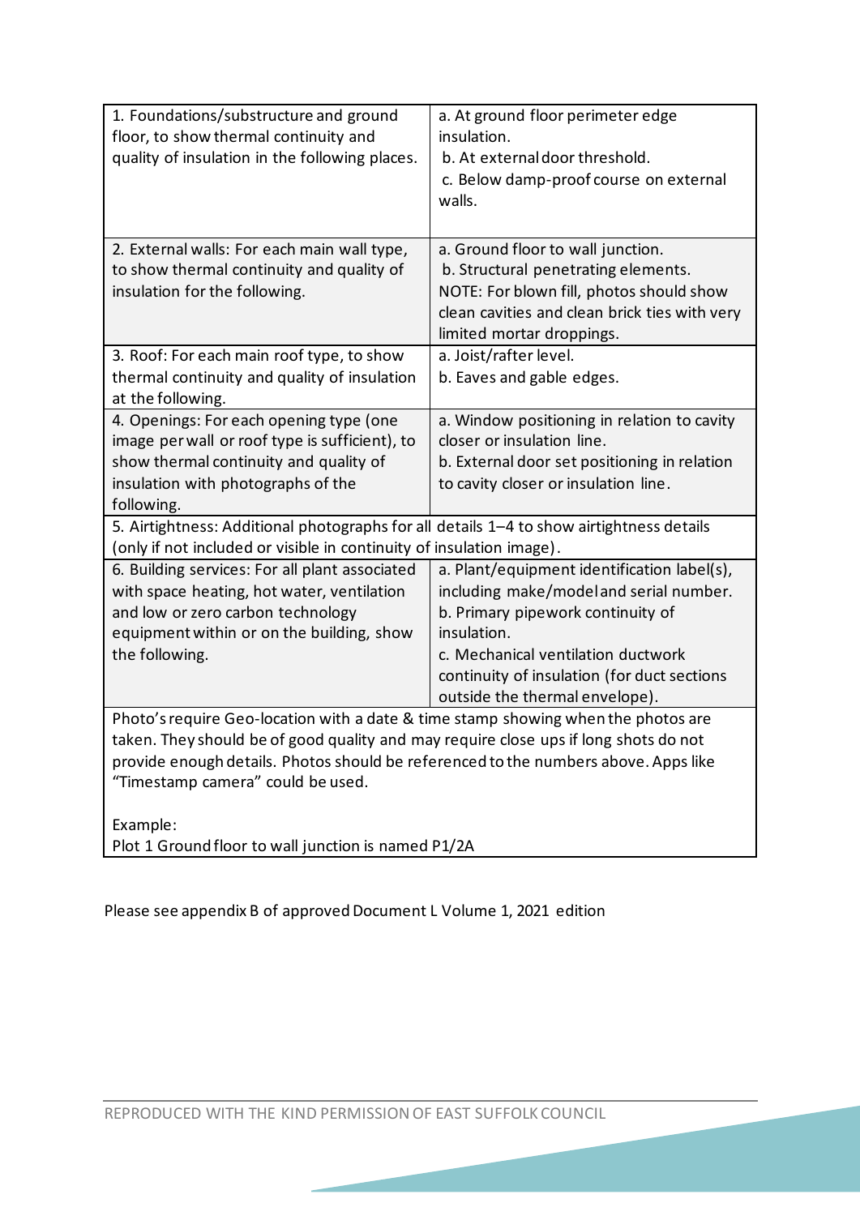| | |
|---|---|
| 1. Foundations/substructure and ground floor, to show thermal continuity and quality of insulation in the following places. | a. At ground floor perimeter edge insulation.<br>b. At external door threshold.<br>c. Below damp-proof course on external walls. |
| 2. External walls: For each main wall type, to show thermal continuity and quality of insulation for the following. | a. Ground floor to wall junction.<br>b. Structural penetrating elements.<br>NOTE: For blown fill, photos should show clean cavities and clean brick ties with very limited mortar droppings. |
| 3. Roof: For each main roof type, to show thermal continuity and quality of insulation at the following. | a. Joist/rafter level.<br>b. Eaves and gable edges. |
| 4. Openings: For each opening type (one image per wall or roof type is sufficient), to show thermal continuity and quality of insulation with photographs of the following. | a. Window positioning in relation to cavity closer or insulation line.<br>b. External door set positioning in relation to cavity closer or insulation line. |
| 5. Airtightness: Additional photographs for all details 1–4 to show airtightness details (only if not included or visible in continuity of insulation image). | |
| 6. Building services: For all plant associated with space heating, hot water, ventilation and low or zero carbon technology equipment within or on the building, show the following. | a. Plant/equipment identification label(s), including make/model and serial number.<br>b. Primary pipework continuity of insulation.<br>c. Mechanical ventilation ductwork continuity of insulation (for duct sections outside the thermal envelope). |
| Photo's require Geo-location with a date & time stamp showing when the photos are taken. They should be of good quality and may require close ups if long shots do not provide enough details. Photos should be referenced to the numbers above. Apps like "Timestamp camera" could be used.<br><br>Example:<br>Plot 1 Ground floor to wall junction is named P1/2A | |

Please see appendix B of approved Document L Volume 1, 2021 edition

REPRODUCED WITH THE KIND PERMISSION OF EAST SUFFOLK COUNCIL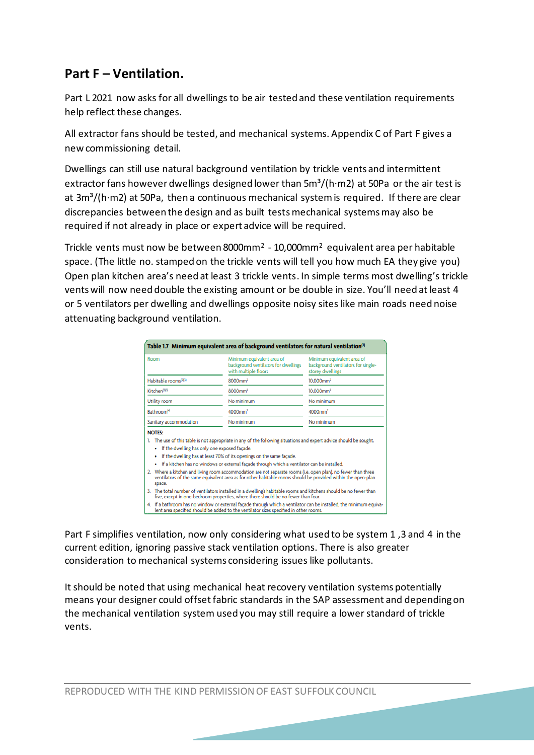## Part F – Ventilation.

Part L 2021 now asks for all dwellings to be air tested and these ventilation requirements help reflect these changes.

All extractor fans should be tested, and mechanical systems. Appendix C of Part F gives a new commissioning detail.

Dwellings can still use natural background ventilation by trickle vents and intermittent extractor fans however dwellings designed lower than $5m^3/(h{\cdot}m2)$ at 50Pa or the air test is at $3m^3/(h{\cdot}m2)$ at 50Pa, then a continuous mechanical system is required. If there are clear discrepancies between the design and as built tests mechanical systems may also be required if not already in place or expert advice will be required.

Trickle vents must now be between $8000mm^2$ - $10{,}000mm^2$ equivalent area per habitable space. (The little no. stamped on the trickle vents will tell you how much EA they give you) Open plan kitchen area's need at least 3 trickle vents. In simple terms most dwelling's trickle vents will now need double the existing amount or be double in size. You'll need at least 4 or 5 ventilators per dwelling and dwellings opposite noisy sites like main roads need noise attenuating background ventilation.

**Table 1.7 Minimum equivalent area of background ventilators for natural ventilation[1]**

| Room | Minimum equivalent area of background ventilators for dwellings with multiple floors | Minimum equivalent area of background ventilators for single-storey dwellings |
|---|---|---|
| Habitable rooms[2][3] | $8000mm^2$ | $10{,}000mm^2$ |
| Kitchen[2][3] | $8000mm^2$ | $10{,}000mm^2$ |
| Utility room | No minimum | No minimum |
| Bathroom[4] | $4000mm^2$ | $4000mm^2$ |
| Sanitary accommodation | No minimum | No minimum |

**NOTES:**

1. The use of this table is not appropriate in any of the following situations and expert advice should be sought.
   - If the dwelling has only one exposed façade.
   - If the dwelling has at least 70% of its openings on the same façade.
   - If a kitchen has no windows or external façade through which a ventilator can be installed.
2. Where a kitchen and living room accommodation are not separate rooms (i.e. open plan), no fewer than three ventilators of the same equivalent area as for other habitable rooms should be provided within the open-plan space.
3. The total number of ventilators installed in a dwelling's habitable rooms and kitchens should be no fewer than five, except in one-bedroom properties, where there should be no fewer than four.
4. If a bathroom has no window or external façade through which a ventilator can be installed, the minimum equivalent area specified should be added to the ventilator sizes specified in other rooms.

Part F simplifies ventilation, now only considering what used to be system 1 ,3 and 4 in the current edition, ignoring passive stack ventilation options. There is also greater consideration to mechanical systems considering issues like pollutants.

It should be noted that using mechanical heat recovery ventilation systems potentially means your designer could offset fabric standards in the SAP assessment and depending on the mechanical ventilation system used you may still require a lower standard of trickle vents.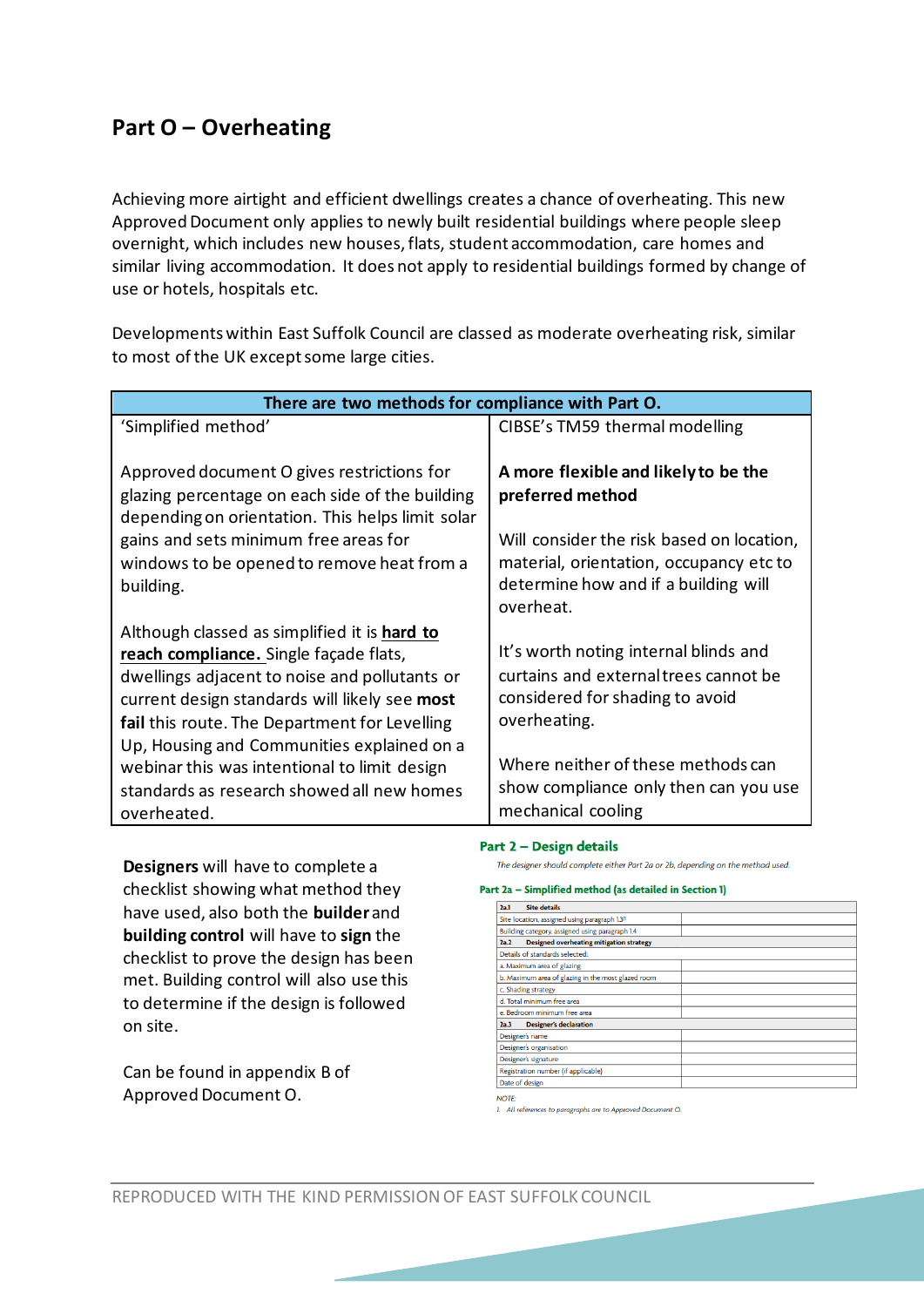## Part O – Overheating

Achieving more airtight and efficient dwellings creates a chance of overheating. This new Approved Document only applies to newly built residential buildings where people sleep overnight, which includes new houses, flats, student accommodation, care homes and similar living accommodation. It does not apply to residential buildings formed by change of use or hotels, hospitals etc.

Developments within East Suffolk Council are classed as moderate overheating risk, similar to most of the UK except some large cities.

| There are two methods for compliance with Part O. | |
|---|---|
| 'Simplified method'<br><br>Approved document O gives restrictions for glazing percentage on each side of the building depending on orientation. This helps limit solar gains and sets minimum free areas for windows to be opened to remove heat from a building.<br><br>Although classed as simplified it is **hard to reach compliance.** Single façade flats, dwellings adjacent to noise and pollutants or current design standards will likely see **most fail** this route. The Department for Levelling Up, Housing and Communities explained on a webinar this was intentional to limit design standards as research showed all new homes overheated. | CIBSE's TM59 thermal modelling<br><br>**A more flexible and likely to be the preferred method**<br><br>Will consider the risk based on location, material, orientation, occupancy etc to determine how and if a building will overheat.<br><br>It's worth noting internal blinds and curtains and external trees cannot be considered for shading to avoid overheating.<br><br>Where neither of these methods can show compliance only then can you use mechanical cooling |

**Designers** will have to complete a checklist showing what method they have used, also both the **builder** and **building control** will have to **sign** the checklist to prove the design has been met. Building control will also use this to determine if the design is followed on site.

Can be found in appendix B of Approved Document O.

**Part 2 – Design details**

*The designer should complete either Part 2a or 2b, depending on the method used.*

**Part 2a – Simplified method (as detailed in Section 1)**

| **2a.1 Site details** | |
|---|---|
| Site location, assigned using paragraph 1.3[1] | |
| Building category, assigned using paragraph 1.4 | |
| **2a.2 Designed overheating mitigation strategy** | |
| Details of standards selected: | |
| a. Maximum area of glazing | |
| b. Maximum area of glazing in the most glazed room | |
| c. Shading strategy | |
| d. Total minimum free area | |
| e. Bedroom minimum free area | |
| **2a.3 Designer's declaration** | |
| Designer's name | |
| Designer's organisation | |
| Designer's signature | |
| Registration number (if applicable) | |
| Date of design | |

*NOTE:*
*1. All references to paragraphs are to Approved Document O.*

REPRODUCED WITH THE KIND PERMISSION OF EAST SUFFOLK COUNCIL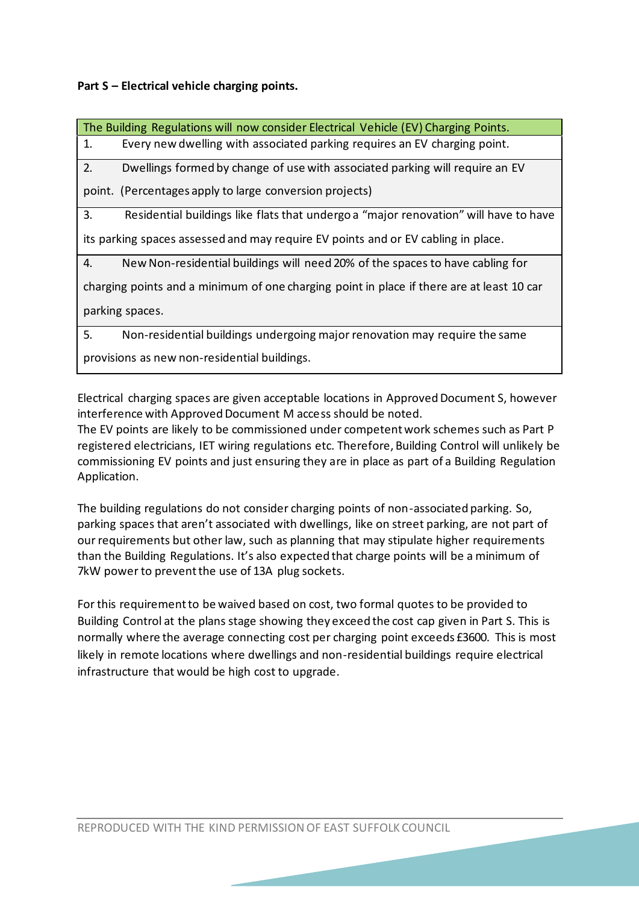**Part S – Electrical vehicle charging points.**

| The Building Regulations will now consider Electrical Vehicle (EV) Charging Points. |
| --- |
| 1. Every new dwelling with associated parking requires an EV charging point. |
| 2. Dwellings formed by change of use with associated parking will require an EV point. (Percentages apply to large conversion projects) |
| 3. Residential buildings like flats that undergo a "major renovation" will have to have its parking spaces assessed and may require EV points and or EV cabling in place. |
| 4. New Non-residential buildings will need 20% of the spaces to have cabling for charging points and a minimum of one charging point in place if there are at least 10 car parking spaces. |
| 5. Non-residential buildings undergoing major renovation may require the same provisions as new non-residential buildings. |

Electrical charging spaces are given acceptable locations in Approved Document S, however interference with Approved Document M access should be noted.
The EV points are likely to be commissioned under competent work schemes such as Part P registered electricians, IET wiring regulations etc. Therefore, Building Control will unlikely be commissioning EV points and just ensuring they are in place as part of a Building Regulation Application.

The building regulations do not consider charging points of non-associated parking. So, parking spaces that aren't associated with dwellings, like on street parking, are not part of our requirements but other law, such as planning that may stipulate higher requirements than the Building Regulations. It's also expected that charge points will be a minimum of 7kW power to prevent the use of 13A plug sockets.

For this requirement to be waived based on cost, two formal quotes to be provided to Building Control at the plans stage showing they exceed the cost cap given in Part S. This is normally where the average connecting cost per charging point exceeds £3600. This is most likely in remote locations where dwellings and non-residential buildings require electrical infrastructure that would be high cost to upgrade.

REPRODUCED WITH THE KIND PERMISSION OF EAST SUFFOLK COUNCIL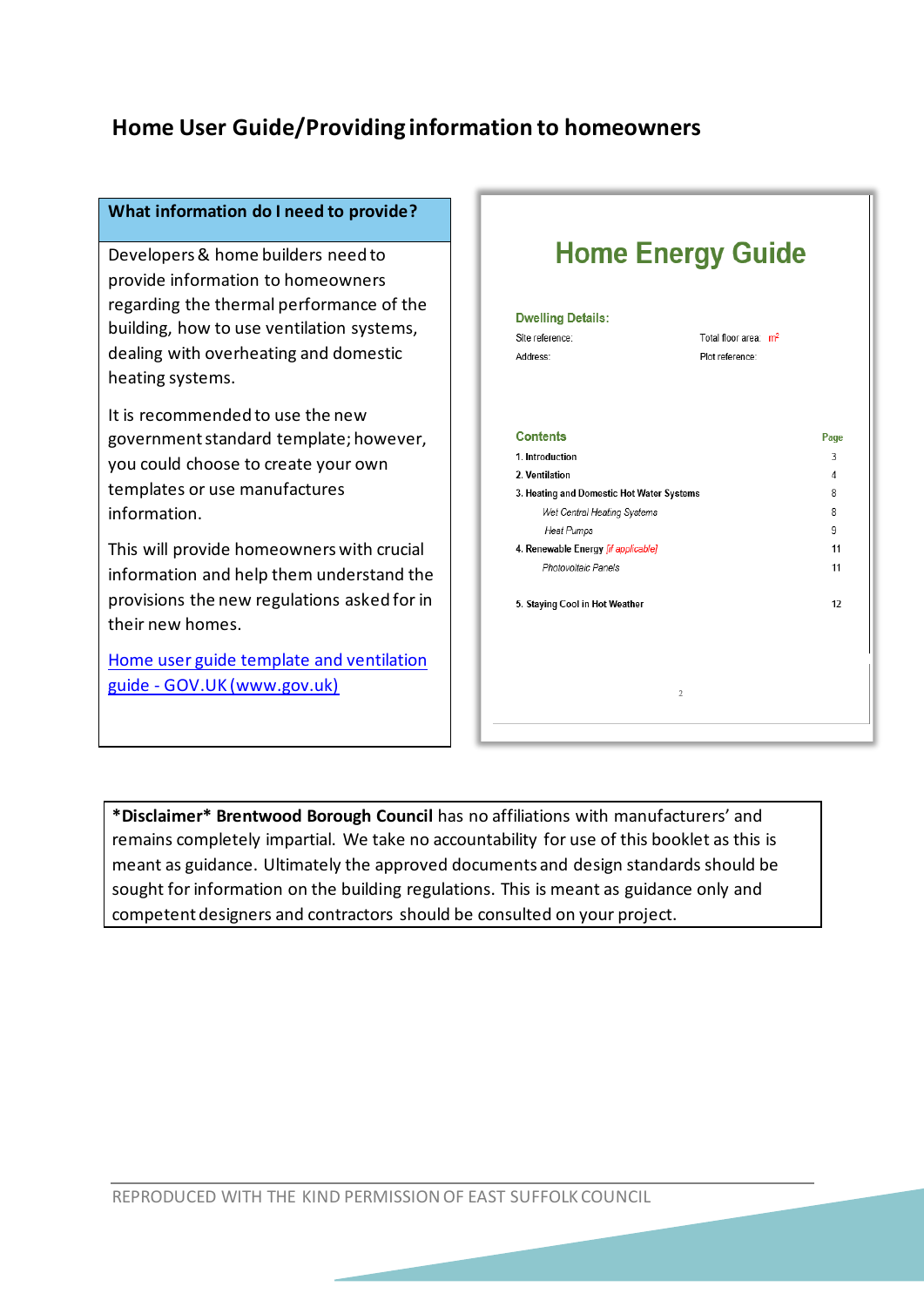# Home User Guide/Providing information to homeowners

**What information do I need to provide?**

Developers & home builders need to provide information to homeowners regarding the thermal performance of the building, how to use ventilation systems, dealing with overheating and domestic heating systems.

It is recommended to use the new government standard template; however, you could choose to create your own templates or use manufactures information.

This will provide homeowners with crucial information and help them understand the provisions the new regulations asked for in their new homes.

[Home user guide template and ventilation guide - GOV.UK (www.gov.uk)]

## Home Energy Guide

**Dwelling Details:**

Site reference: Total floor area: m²

Address: Plot reference:

**Contents** **Page**

| | |
|---|---|
| 1. Introduction | 3 |
| 2. Ventilation | 4 |
| 3. Heating and Domestic Hot Water Systems | 8 |
| *Wet Central Heating Systems* | 8 |
| *Heat Pumps* | 9 |
| 4. Renewable Energy *[if applicable]* | 11 |
| *Photovoltaic Panels* | 11 |
| 5. Staying Cool in Hot Weather | 12 |

2

***Disclaimer* Brentwood Borough Council** has no affiliations with manufacturers' and remains completely impartial. We take no accountability for use of this booklet as this is meant as guidance. Ultimately the approved documents and design standards should be sought for information on the building regulations. This is meant as guidance only and competent designers and contractors should be consulted on your project.

REPRODUCED WITH THE KIND PERMISSION OF EAST SUFFOLK COUNCIL